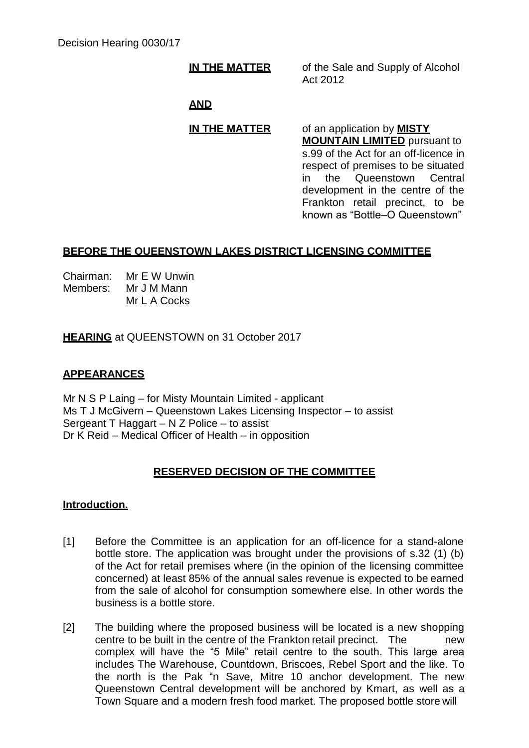Decision Hearing 0030/17

**IN THE MATTER** of the Sale and Supply of Alcohol Act 2012

**AND**

**IN THE MATTER** of an application by **MISTY MOUNTAIN LIMITED** pursuant to s.99 of the Act for an off-licence in respect of premises to be situated in the Queenstown Central development in the centre of the Frankton retail precinct, to be known as "Bottle–O Queenstown"

**BEFORE THE QUEENSTOWN LAKES DISTRICT LICENSING COMMITTEE**

Chairman: Mr E W Unwin
Members: Mr J M Mann
Mr L A Cocks

**HEARING** at QUEENSTOWN on 31 October 2017

**APPEARANCES**

Mr N S P Laing – for Misty Mountain Limited - applicant
Ms T J McGivern – Queenstown Lakes Licensing Inspector – to assist
Sergeant T Haggart – N Z Police – to assist
Dr K Reid – Medical Officer of Health – in opposition

**RESERVED DECISION OF THE COMMITTEE**

**Introduction.**

[1] Before the Committee is an application for an off-licence for a stand-alone bottle store. The application was brought under the provisions of s.32 (1) (b) of the Act for retail premises where (in the opinion of the licensing committee concerned) at least 85% of the annual sales revenue is expected to be earned from the sale of alcohol for consumption somewhere else. In other words the business is a bottle store.

[2] The building where the proposed business will be located is a new shopping centre to be built in the centre of the Frankton retail precinct. The new complex will have the "5 Mile" retail centre to the south. This large area includes The Warehouse, Countdown, Briscoes, Rebel Sport and the like. To the north is the Pak "n Save, Mitre 10 anchor development. The new Queenstown Central development will be anchored by Kmart, as well as a Town Square and a modern fresh food market. The proposed bottle store will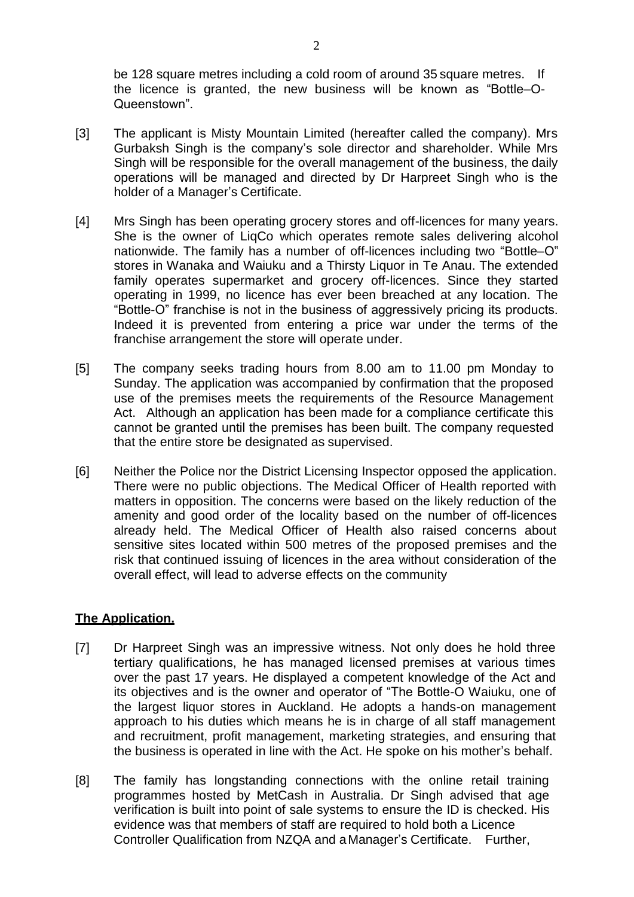be 128 square metres including a cold room of around 35 square metres. If the licence is granted, the new business will be known as "Bottle–O-Queenstown".

[3] The applicant is Misty Mountain Limited (hereafter called the company). Mrs Gurbaksh Singh is the company's sole director and shareholder. While Mrs Singh will be responsible for the overall management of the business, the daily operations will be managed and directed by Dr Harpreet Singh who is the holder of a Manager's Certificate.

[4] Mrs Singh has been operating grocery stores and off-licences for many years. She is the owner of LiqCo which operates remote sales delivering alcohol nationwide. The family has a number of off-licences including two "Bottle–O" stores in Wanaka and Waiuku and a Thirsty Liquor in Te Anau. The extended family operates supermarket and grocery off-licences. Since they started operating in 1999, no licence has ever been breached at any location. The "Bottle-O" franchise is not in the business of aggressively pricing its products. Indeed it is prevented from entering a price war under the terms of the franchise arrangement the store will operate under.

[5] The company seeks trading hours from 8.00 am to 11.00 pm Monday to Sunday. The application was accompanied by confirmation that the proposed use of the premises meets the requirements of the Resource Management Act. Although an application has been made for a compliance certificate this cannot be granted until the premises has been built. The company requested that the entire store be designated as supervised.

[6] Neither the Police nor the District Licensing Inspector opposed the application. There were no public objections. The Medical Officer of Health reported with matters in opposition. The concerns were based on the likely reduction of the amenity and good order of the locality based on the number of off-licences already held. The Medical Officer of Health also raised concerns about sensitive sites located within 500 metres of the proposed premises and the risk that continued issuing of licences in the area without consideration of the overall effect, will lead to adverse effects on the community

## **The Application.**

[7] Dr Harpreet Singh was an impressive witness. Not only does he hold three tertiary qualifications, he has managed licensed premises at various times over the past 17 years. He displayed a competent knowledge of the Act and its objectives and is the owner and operator of "The Bottle-O Waiuku, one of the largest liquor stores in Auckland. He adopts a hands-on management approach to his duties which means he is in charge of all staff management and recruitment, profit management, marketing strategies, and ensuring that the business is operated in line with the Act. He spoke on his mother's behalf.

[8] The family has longstanding connections with the online retail training programmes hosted by MetCash in Australia. Dr Singh advised that age verification is built into point of sale systems to ensure the ID is checked. His evidence was that members of staff are required to hold both a Licence Controller Qualification from NZQA and a Manager's Certificate. Further,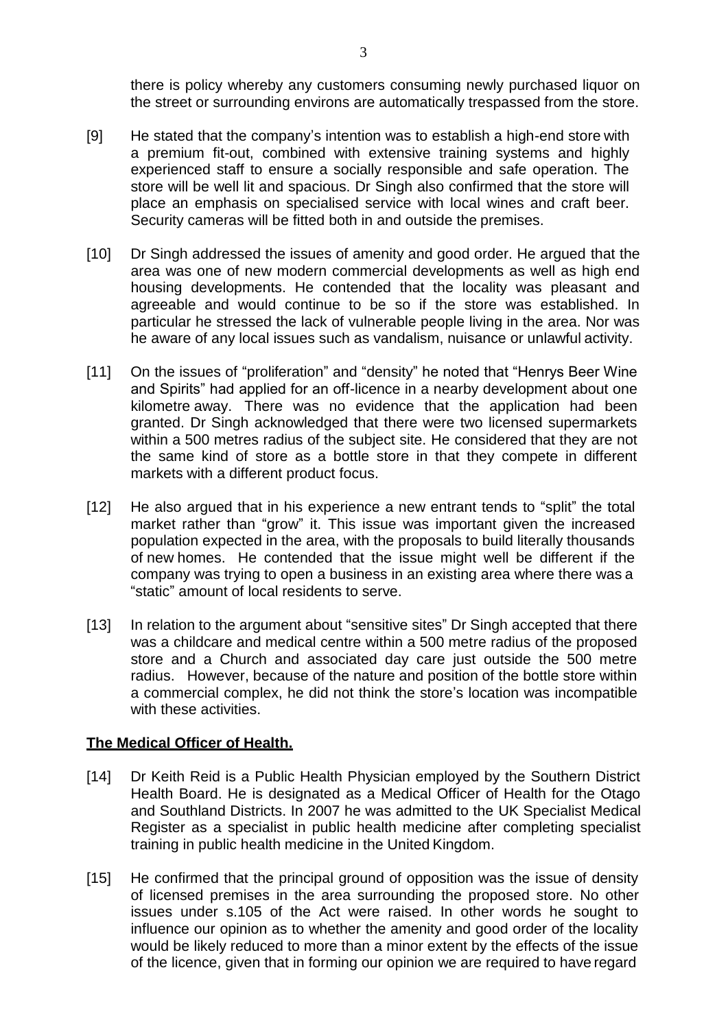there is policy whereby any customers consuming newly purchased liquor on the street or surrounding environs are automatically trespassed from the store.

[9] He stated that the company's intention was to establish a high-end store with a premium fit-out, combined with extensive training systems and highly experienced staff to ensure a socially responsible and safe operation. The store will be well lit and spacious. Dr Singh also confirmed that the store will place an emphasis on specialised service with local wines and craft beer. Security cameras will be fitted both in and outside the premises.

[10] Dr Singh addressed the issues of amenity and good order. He argued that the area was one of new modern commercial developments as well as high end housing developments. He contended that the locality was pleasant and agreeable and would continue to be so if the store was established. In particular he stressed the lack of vulnerable people living in the area. Nor was he aware of any local issues such as vandalism, nuisance or unlawful activity.

[11] On the issues of "proliferation" and "density" he noted that "Henrys Beer Wine and Spirits" had applied for an off-licence in a nearby development about one kilometre away. There was no evidence that the application had been granted. Dr Singh acknowledged that there were two licensed supermarkets within a 500 metres radius of the subject site. He considered that they are not the same kind of store as a bottle store in that they compete in different markets with a different product focus.

[12] He also argued that in his experience a new entrant tends to "split" the total market rather than "grow" it. This issue was important given the increased population expected in the area, with the proposals to build literally thousands of new homes. He contended that the issue might well be different if the company was trying to open a business in an existing area where there was a "static" amount of local residents to serve.

[13] In relation to the argument about "sensitive sites" Dr Singh accepted that there was a childcare and medical centre within a 500 metre radius of the proposed store and a Church and associated day care just outside the 500 metre radius. However, because of the nature and position of the bottle store within a commercial complex, he did not think the store's location was incompatible with these activities.

**The Medical Officer of Health.**

[14] Dr Keith Reid is a Public Health Physician employed by the Southern District Health Board. He is designated as a Medical Officer of Health for the Otago and Southland Districts. In 2007 he was admitted to the UK Specialist Medical Register as a specialist in public health medicine after completing specialist training in public health medicine in the United Kingdom.

[15] He confirmed that the principal ground of opposition was the issue of density of licensed premises in the area surrounding the proposed store. No other issues under s.105 of the Act were raised. In other words he sought to influence our opinion as to whether the amenity and good order of the locality would be likely reduced to more than a minor extent by the effects of the issue of the licence, given that in forming our opinion we are required to have regard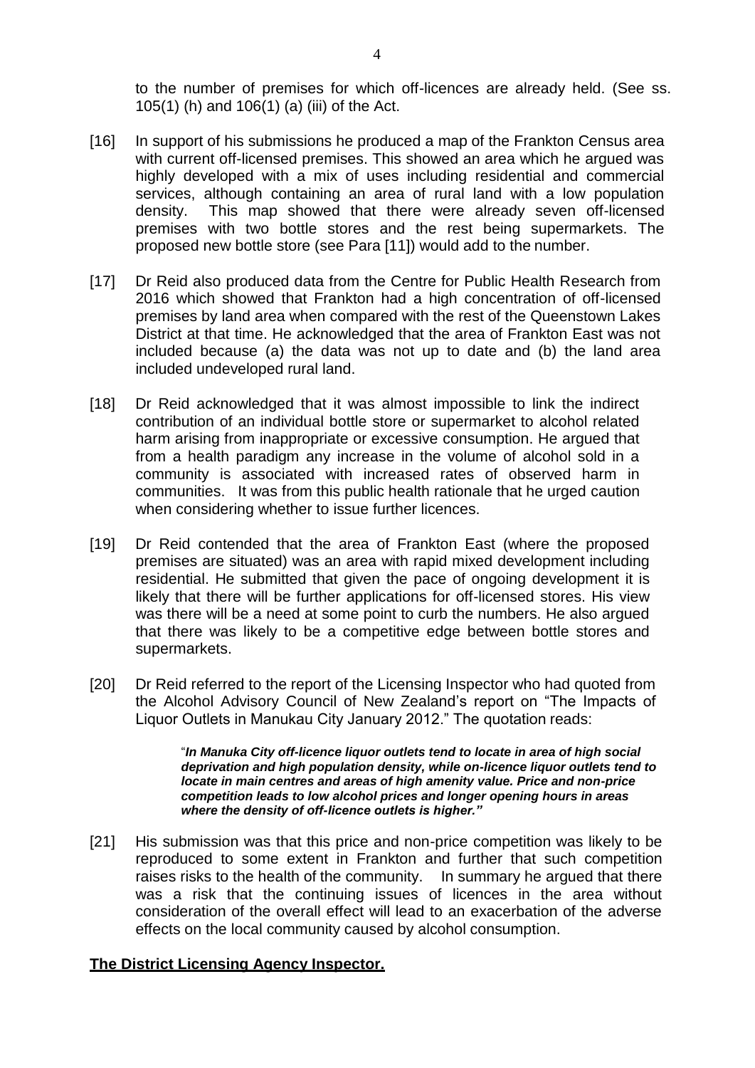to the number of premises for which off-licences are already held. (See ss. 105(1) (h) and 106(1) (a) (iii) of the Act.

[16] In support of his submissions he produced a map of the Frankton Census area with current off-licensed premises. This showed an area which he argued was highly developed with a mix of uses including residential and commercial services, although containing an area of rural land with a low population density. This map showed that there were already seven off-licensed premises with two bottle stores and the rest being supermarkets. The proposed new bottle store (see Para [11]) would add to the number.

[17] Dr Reid also produced data from the Centre for Public Health Research from 2016 which showed that Frankton had a high concentration of off-licensed premises by land area when compared with the rest of the Queenstown Lakes District at that time. He acknowledged that the area of Frankton East was not included because (a) the data was not up to date and (b) the land area included undeveloped rural land.

[18] Dr Reid acknowledged that it was almost impossible to link the indirect contribution of an individual bottle store or supermarket to alcohol related harm arising from inappropriate or excessive consumption. He argued that from a health paradigm any increase in the volume of alcohol sold in a community is associated with increased rates of observed harm in communities. It was from this public health rationale that he urged caution when considering whether to issue further licences.

[19] Dr Reid contended that the area of Frankton East (where the proposed premises are situated) was an area with rapid mixed development including residential. He submitted that given the pace of ongoing development it is likely that there will be further applications for off-licensed stores. His view was there will be a need at some point to curb the numbers. He also argued that there was likely to be a competitive edge between bottle stores and supermarkets.

[20] Dr Reid referred to the report of the Licensing Inspector who had quoted from the Alcohol Advisory Council of New Zealand's report on "The Impacts of Liquor Outlets in Manukau City January 2012." The quotation reads:

> "***In Manuka City off-licence liquor outlets tend to locate in area of high social deprivation and high population density, while on-licence liquor outlets tend to locate in main centres and areas of high amenity value. Price and non-price competition leads to low alcohol prices and longer opening hours in areas where the density of off-licence outlets is higher."***

[21] His submission was that this price and non-price competition was likely to be reproduced to some extent in Frankton and further that such competition raises risks to the health of the community. In summary he argued that there was a risk that the continuing issues of licences in the area without consideration of the overall effect will lead to an exacerbation of the adverse effects on the local community caused by alcohol consumption.

**The District Licensing Agency Inspector.**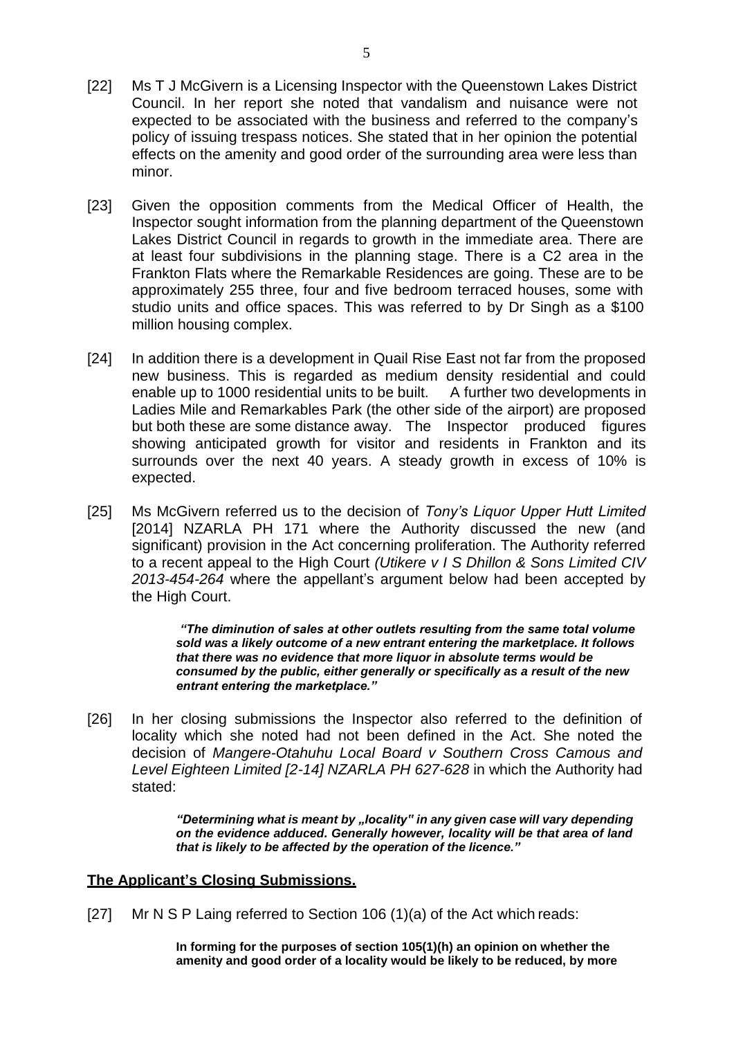[22] Ms T J McGivern is a Licensing Inspector with the Queenstown Lakes District Council. In her report she noted that vandalism and nuisance were not expected to be associated with the business and referred to the company's policy of issuing trespass notices. She stated that in her opinion the potential effects on the amenity and good order of the surrounding area were less than minor.

[23] Given the opposition comments from the Medical Officer of Health, the Inspector sought information from the planning department of the Queenstown Lakes District Council in regards to growth in the immediate area. There are at least four subdivisions in the planning stage. There is a C2 area in the Frankton Flats where the Remarkable Residences are going. These are to be approximately 255 three, four and five bedroom terraced houses, some with studio units and office spaces. This was referred to by Dr Singh as a $100 million housing complex.

[24] In addition there is a development in Quail Rise East not far from the proposed new business. This is regarded as medium density residential and could enable up to 1000 residential units to be built. A further two developments in Ladies Mile and Remarkables Park (the other side of the airport) are proposed but both these are some distance away. The Inspector produced figures showing anticipated growth for visitor and residents in Frankton and its surrounds over the next 40 years. A steady growth in excess of 10% is expected.

[25] Ms McGivern referred us to the decision of *Tony's Liquor Upper Hutt Limited* [2014] NZARLA PH 171 where the Authority discussed the new (and significant) provision in the Act concerning proliferation. The Authority referred to a recent appeal to the High Court *(Utikere v I S Dhillon & Sons Limited CIV 2013-454-264* where the appellant's argument below had been accepted by the High Court.

> ***"The diminution of sales at other outlets resulting from the same total volume sold was a likely outcome of a new entrant entering the marketplace. It follows that there was no evidence that more liquor in absolute terms would be consumed by the public, either generally or specifically as a result of the new entrant entering the marketplace."***

[26] In her closing submissions the Inspector also referred to the definition of locality which she noted had not been defined in the Act. She noted the decision of *Mangere-Otahuhu Local Board v Southern Cross Camous and Level Eighteen Limited [2-14] NZARLA PH 627-628* in which the Authority had stated:

> ***"Determining what is meant by „locality" in any given case will vary depending on the evidence adduced. Generally however, locality will be that area of land that is likely to be affected by the operation of the licence."***

## **The Applicant's Closing Submissions.**

[27] Mr N S P Laing referred to Section 106 (1)(a) of the Act which reads:

> **In forming for the purposes of section 105(1)(h) an opinion on whether the amenity and good order of a locality would be likely to be reduced, by more**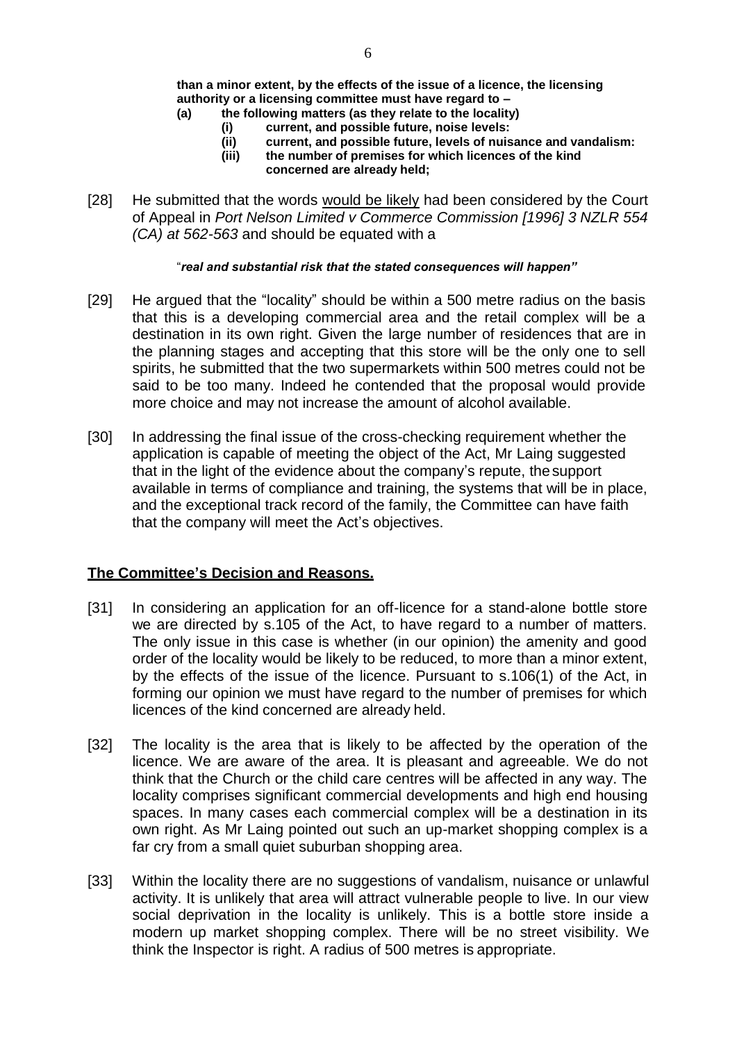**than a minor extent, by the effects of the issue of a licence, the licensing authority or a licensing committee must have regard to –**

**(a) the following matters (as they relate to the locality)**

**(i) current, and possible future, noise levels:**

**(ii) current, and possible future, levels of nuisance and vandalism:**

**(iii) the number of premises for which licences of the kind concerned are already held;**

[28] He submitted that the words would be likely had been considered by the Court of Appeal in *Port Nelson Limited v Commerce Commission [1996] 3 NZLR 554 (CA) at 562-563* and should be equated with a

"***real and substantial risk that the stated consequences will happen"***

[29] He argued that the "locality" should be within a 500 metre radius on the basis that this is a developing commercial area and the retail complex will be a destination in its own right. Given the large number of residences that are in the planning stages and accepting that this store will be the only one to sell spirits, he submitted that the two supermarkets within 500 metres could not be said to be too many. Indeed he contended that the proposal would provide more choice and may not increase the amount of alcohol available.

[30] In addressing the final issue of the cross-checking requirement whether the application is capable of meeting the object of the Act, Mr Laing suggested that in the light of the evidence about the company's repute, the support available in terms of compliance and training, the systems that will be in place, and the exceptional track record of the family, the Committee can have faith that the company will meet the Act's objectives.

## The Committee's Decision and Reasons.

[31] In considering an application for an off-licence for a stand-alone bottle store we are directed by s.105 of the Act, to have regard to a number of matters. The only issue in this case is whether (in our opinion) the amenity and good order of the locality would be likely to be reduced, to more than a minor extent, by the effects of the issue of the licence. Pursuant to s.106(1) of the Act, in forming our opinion we must have regard to the number of premises for which licences of the kind concerned are already held.

[32] The locality is the area that is likely to be affected by the operation of the licence. We are aware of the area. It is pleasant and agreeable. We do not think that the Church or the child care centres will be affected in any way. The locality comprises significant commercial developments and high end housing spaces. In many cases each commercial complex will be a destination in its own right. As Mr Laing pointed out such an up-market shopping complex is a far cry from a small quiet suburban shopping area.

[33] Within the locality there are no suggestions of vandalism, nuisance or unlawful activity. It is unlikely that area will attract vulnerable people to live. In our view social deprivation in the locality is unlikely. This is a bottle store inside a modern up market shopping complex. There will be no street visibility. We think the Inspector is right. A radius of 500 metres is appropriate.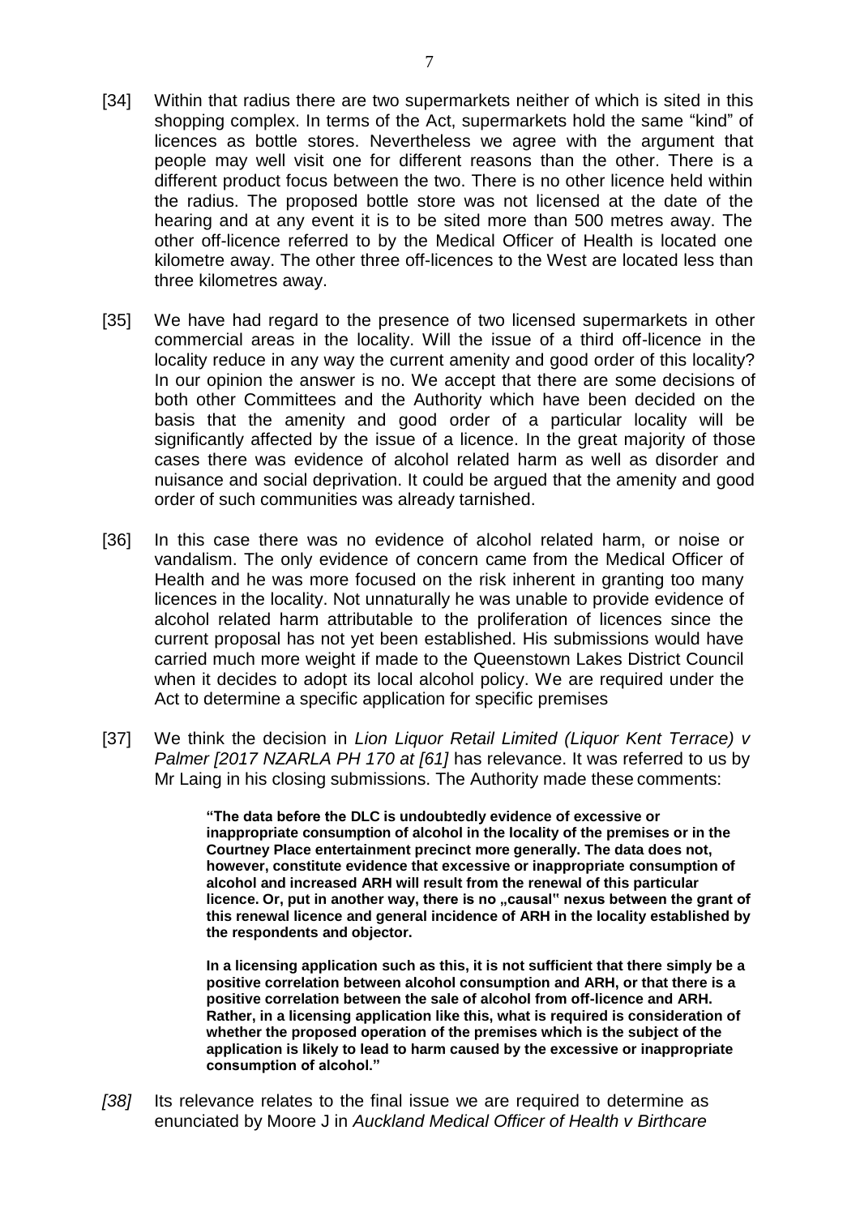[34] Within that radius there are two supermarkets neither of which is sited in this shopping complex. In terms of the Act, supermarkets hold the same "kind" of licences as bottle stores. Nevertheless we agree with the argument that people may well visit one for different reasons than the other. There is a different product focus between the two. There is no other licence held within the radius. The proposed bottle store was not licensed at the date of the hearing and at any event it is to be sited more than 500 metres away. The other off-licence referred to by the Medical Officer of Health is located one kilometre away. The other three off-licences to the West are located less than three kilometres away.

[35] We have had regard to the presence of two licensed supermarkets in other commercial areas in the locality. Will the issue of a third off-licence in the locality reduce in any way the current amenity and good order of this locality? In our opinion the answer is no. We accept that there are some decisions of both other Committees and the Authority which have been decided on the basis that the amenity and good order of a particular locality will be significantly affected by the issue of a licence. In the great majority of those cases there was evidence of alcohol related harm as well as disorder and nuisance and social deprivation. It could be argued that the amenity and good order of such communities was already tarnished.

[36] In this case there was no evidence of alcohol related harm, or noise or vandalism. The only evidence of concern came from the Medical Officer of Health and he was more focused on the risk inherent in granting too many licences in the locality. Not unnaturally he was unable to provide evidence of alcohol related harm attributable to the proliferation of licences since the current proposal has not yet been established. His submissions would have carried much more weight if made to the Queenstown Lakes District Council when it decides to adopt its local alcohol policy. We are required under the Act to determine a specific application for specific premises

[37] We think the decision in *Lion Liquor Retail Limited (Liquor Kent Terrace) v Palmer [2017 NZARLA PH 170 at [61]* has relevance. It was referred to us by Mr Laing in his closing submissions. The Authority made these comments:

> **"The data before the DLC is undoubtedly evidence of excessive or inappropriate consumption of alcohol in the locality of the premises or in the Courtney Place entertainment precinct more generally. The data does not, however, constitute evidence that excessive or inappropriate consumption of alcohol and increased ARH will result from the renewal of this particular licence. Or, put in another way, there is no „causal" nexus between the grant of this renewal licence and general incidence of ARH in the locality established by the respondents and objector.**
>
> **In a licensing application such as this, it is not sufficient that there simply be a positive correlation between alcohol consumption and ARH, or that there is a positive correlation between the sale of alcohol from off-licence and ARH. Rather, in a licensing application like this, what is required is consideration of whether the proposed operation of the premises which is the subject of the application is likely to lead to harm caused by the excessive or inappropriate consumption of alcohol."**

*[38]* Its relevance relates to the final issue we are required to determine as enunciated by Moore J in *Auckland Medical Officer of Health v Birthcare*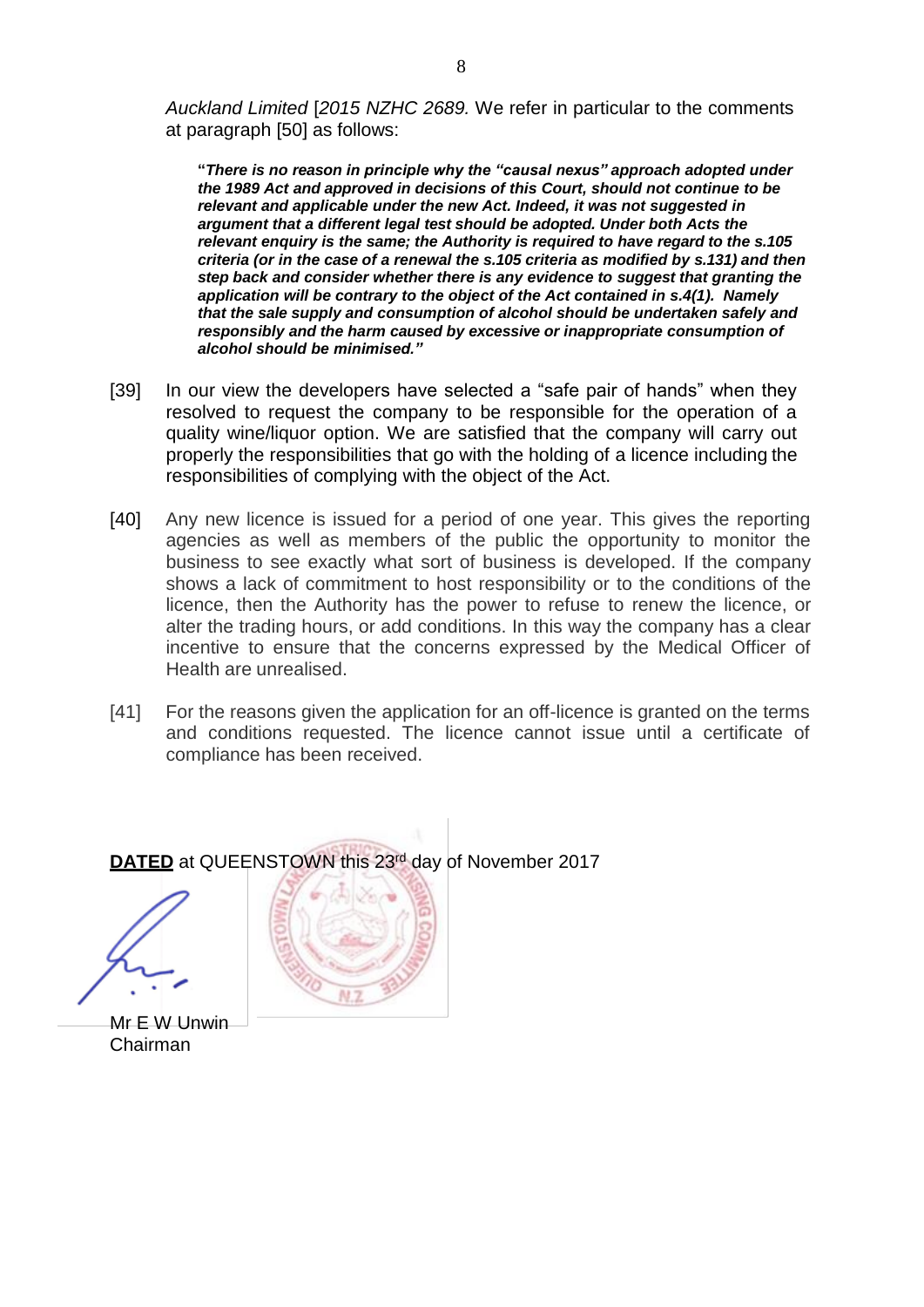*Auckland Limited* [*2015 NZHC 2689.* We refer in particular to the comments at paragraph [50] as follows:

> **"*There is no reason in principle why the "causal nexus" approach adopted under the 1989 Act and approved in decisions of this Court, should not continue to be relevant and applicable under the new Act. Indeed, it was not suggested in argument that a different legal test should be adopted. Under both Acts the relevant enquiry is the same; the Authority is required to have regard to the s.105 criteria (or in the case of a renewal the s.105 criteria as modified by s.131) and then step back and consider whether there is any evidence to suggest that granting the application will be contrary to the object of the Act contained in s.4(1). Namely that the sale supply and consumption of alcohol should be undertaken safely and responsibly and the harm caused by excessive or inappropriate consumption of alcohol should be minimised."***

[39] In our view the developers have selected a "safe pair of hands" when they resolved to request the company to be responsible for the operation of a quality wine/liquor option. We are satisfied that the company will carry out properly the responsibilities that go with the holding of a licence including the responsibilities of complying with the object of the Act.

[40] Any new licence is issued for a period of one year. This gives the reporting agencies as well as members of the public the opportunity to monitor the business to see exactly what sort of business is developed. If the company shows a lack of commitment to host responsibility or to the conditions of the licence, then the Authority has the power to refuse to renew the licence, or alter the trading hours, or add conditions. In this way the company has a clear incentive to ensure that the concerns expressed by the Medical Officer of Health are unrealised.

[41] For the reasons given the application for an off-licence is granted on the terms and conditions requested. The licence cannot issue until a certificate of compliance has been received.

**DATED** at QUEENSTOWN this 23rd day of November 2017

Mr E W Unwin
Chairman